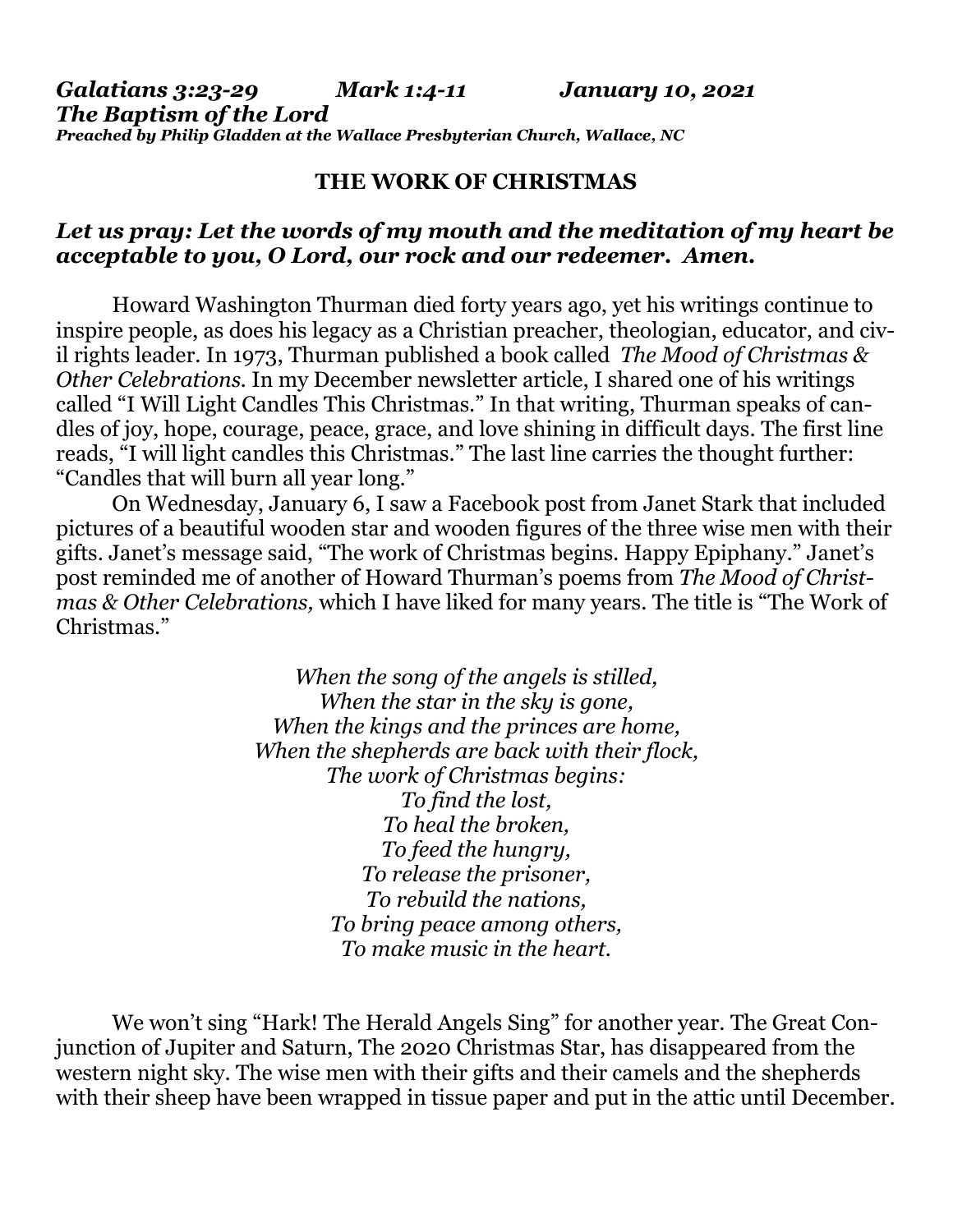*Galatians 3:23-29 Mark 1:4-11 January 10, 2021*
***The Baptism of the Lord***
***Preached by Philip Gladden at the Wallace Presbyterian Church, Wallace, NC***

**THE WORK OF CHRISTMAS**

***Let us pray: Let the words of my mouth and the meditation of my heart be acceptable to you, O Lord, our rock and our redeemer. Amen.***

Howard Washington Thurman died forty years ago, yet his writings continue to inspire people, as does his legacy as a Christian preacher, theologian, educator, and civil rights leader. In 1973, Thurman published a book called *The Mood of Christmas & Other Celebrations.* In my December newsletter article, I shared one of his writings called "I Will Light Candles This Christmas." In that writing, Thurman speaks of candles of joy, hope, courage, peace, grace, and love shining in difficult days. The first line reads, "I will light candles this Christmas." The last line carries the thought further: "Candles that will burn all year long."

On Wednesday, January 6, I saw a Facebook post from Janet Stark that included pictures of a beautiful wooden star and wooden figures of the three wise men with their gifts. Janet's message said, "The work of Christmas begins. Happy Epiphany." Janet's post reminded me of another of Howard Thurman's poems from *The Mood of Christmas & Other Celebrations,* which I have liked for many years. The title is "The Work of Christmas."

*When the song of the angels is stilled,*
*When the star in the sky is gone,*
*When the kings and the princes are home,*
*When the shepherds are back with their flock,*
*The work of Christmas begins:*
*To find the lost,*
*To heal the broken,*
*To feed the hungry,*
*To release the prisoner,*
*To rebuild the nations,*
*To bring peace among others,*
*To make music in the heart.*

We won't sing "Hark! The Herald Angels Sing" for another year. The Great Conjunction of Jupiter and Saturn, The 2020 Christmas Star, has disappeared from the western night sky. The wise men with their gifts and their camels and the shepherds with their sheep have been wrapped in tissue paper and put in the attic until December.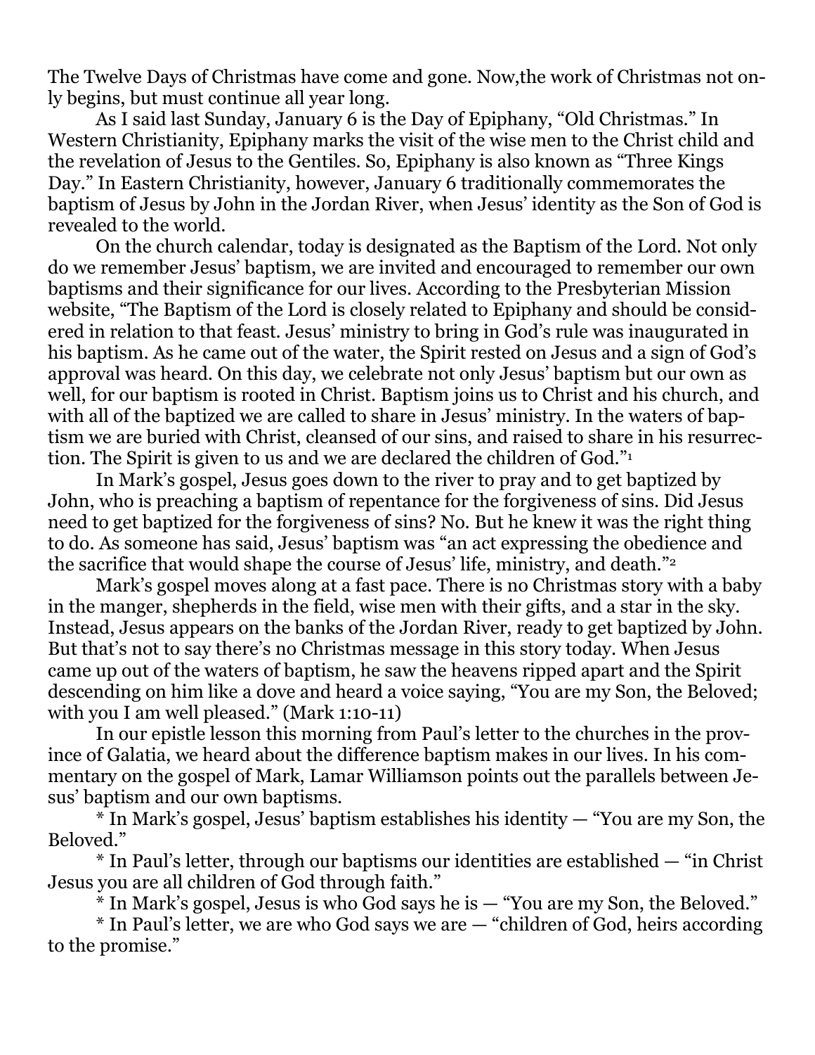The Twelve Days of Christmas have come and gone. Now,the work of Christmas not only begins, but must continue all year long.

As I said last Sunday, January 6 is the Day of Epiphany, "Old Christmas." In Western Christianity, Epiphany marks the visit of the wise men to the Christ child and the revelation of Jesus to the Gentiles. So, Epiphany is also known as "Three Kings Day." In Eastern Christianity, however, January 6 traditionally commemorates the baptism of Jesus by John in the Jordan River, when Jesus' identity as the Son of God is revealed to the world.

On the church calendar, today is designated as the Baptism of the Lord. Not only do we remember Jesus' baptism, we are invited and encouraged to remember our own baptisms and their significance for our lives. According to the Presbyterian Mission website, "The Baptism of the Lord is closely related to Epiphany and should be considered in relation to that feast. Jesus' ministry to bring in God's rule was inaugurated in his baptism. As he came out of the water, the Spirit rested on Jesus and a sign of God's approval was heard. On this day, we celebrate not only Jesus' baptism but our own as well, for our baptism is rooted in Christ. Baptism joins us to Christ and his church, and with all of the baptized we are called to share in Jesus' ministry. In the waters of baptism we are buried with Christ, cleansed of our sins, and raised to share in his resurrection. The Spirit is given to us and we are declared the children of God."[1]

In Mark's gospel, Jesus goes down to the river to pray and to get baptized by John, who is preaching a baptism of repentance for the forgiveness of sins. Did Jesus need to get baptized for the forgiveness of sins? No. But he knew it was the right thing to do. As someone has said, Jesus' baptism was "an act expressing the obedience and the sacrifice that would shape the course of Jesus' life, ministry, and death."[2]

Mark's gospel moves along at a fast pace. There is no Christmas story with a baby in the manger, shepherds in the field, wise men with their gifts, and a star in the sky. Instead, Jesus appears on the banks of the Jordan River, ready to get baptized by John. But that's not to say there's no Christmas message in this story today. When Jesus came up out of the waters of baptism, he saw the heavens ripped apart and the Spirit descending on him like a dove and heard a voice saying, "You are my Son, the Beloved; with you I am well pleased." (Mark 1:10-11)

In our epistle lesson this morning from Paul's letter to the churches in the province of Galatia, we heard about the difference baptism makes in our lives. In his commentary on the gospel of Mark, Lamar Williamson points out the parallels between Jesus' baptism and our own baptisms.

* In Mark's gospel, Jesus' baptism establishes his identity — "You are my Son, the Beloved."

* In Paul's letter, through our baptisms our identities are established — "in Christ Jesus you are all children of God through faith."

* In Mark's gospel, Jesus is who God says he is — "You are my Son, the Beloved."

* In Paul's letter, we are who God says we are — "children of God, heirs according to the promise."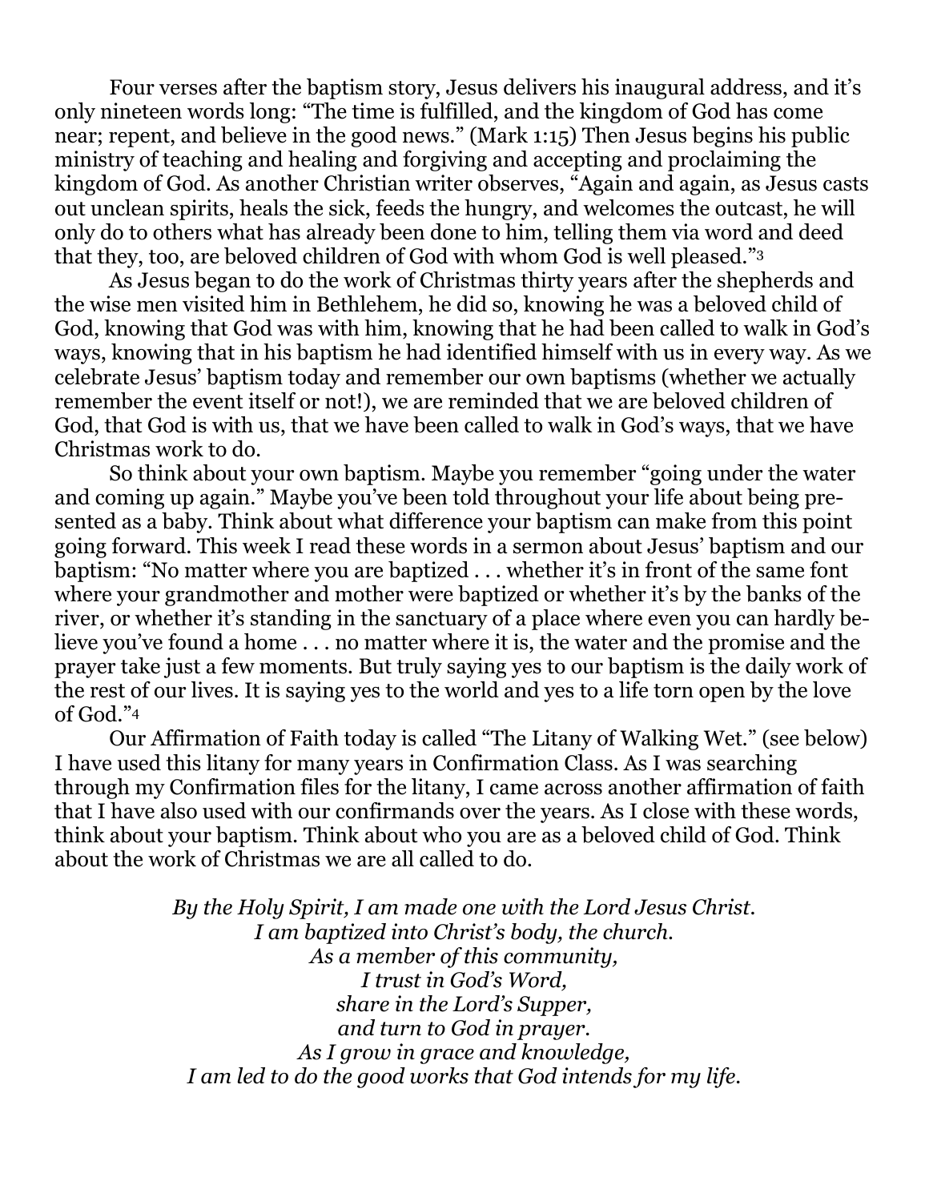Four verses after the baptism story, Jesus delivers his inaugural address, and it's only nineteen words long: "The time is fulfilled, and the kingdom of God has come near; repent, and believe in the good news." (Mark 1:15) Then Jesus begins his public ministry of teaching and healing and forgiving and accepting and proclaiming the kingdom of God. As another Christian writer observes, "Again and again, as Jesus casts out unclean spirits, heals the sick, feeds the hungry, and welcomes the outcast, he will only do to others what has already been done to him, telling them via word and deed that they, too, are beloved children of God with whom God is well pleased."[3]

As Jesus began to do the work of Christmas thirty years after the shepherds and the wise men visited him in Bethlehem, he did so, knowing he was a beloved child of God, knowing that God was with him, knowing that he had been called to walk in God's ways, knowing that in his baptism he had identified himself with us in every way. As we celebrate Jesus' baptism today and remember our own baptisms (whether we actually remember the event itself or not!), we are reminded that we are beloved children of God, that God is with us, that we have been called to walk in God's ways, that we have Christmas work to do.

So think about your own baptism. Maybe you remember "going under the water and coming up again." Maybe you've been told throughout your life about being presented as a baby. Think about what difference your baptism can make from this point going forward. This week I read these words in a sermon about Jesus' baptism and our baptism: "No matter where you are baptized . . . whether it's in front of the same font where your grandmother and mother were baptized or whether it's by the banks of the river, or whether it's standing in the sanctuary of a place where even you can hardly believe you've found a home . . . no matter where it is, the water and the promise and the prayer take just a few moments. But truly saying yes to our baptism is the daily work of the rest of our lives. It is saying yes to the world and yes to a life torn open by the love of God."[4]

Our Affirmation of Faith today is called "The Litany of Walking Wet." (see below) I have used this litany for many years in Confirmation Class. As I was searching through my Confirmation files for the litany, I came across another affirmation of faith that I have also used with our confirmands over the years. As I close with these words, think about your baptism. Think about who you are as a beloved child of God. Think about the work of Christmas we are all called to do.

*By the Holy Spirit, I am made one with the Lord Jesus Christ.*
*I am baptized into Christ's body, the church.*
*As a member of this community,*
*I trust in God's Word,*
*share in the Lord's Supper,*
*and turn to God in prayer.*
*As I grow in grace and knowledge,*
*I am led to do the good works that God intends for my life.*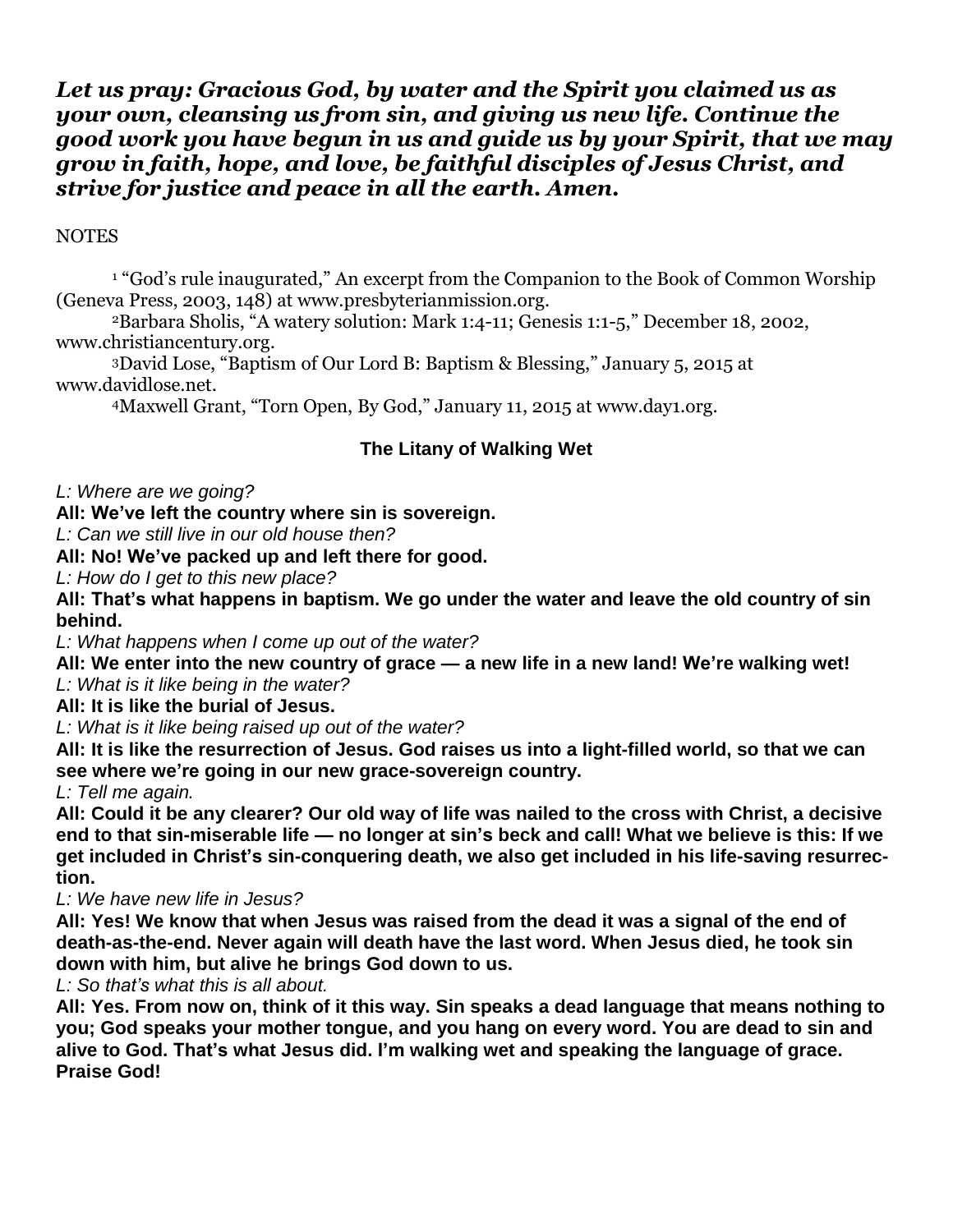***Let us pray: Gracious God, by water and the Spirit you claimed us as your own, cleansing us from sin, and giving us new life. Continue the good work you have begun in us and guide us by your Spirit, that we may grow in faith, hope, and love, be faithful disciples of Jesus Christ, and strive for justice and peace in all the earth. Amen.***

NOTES

[1] "God's rule inaugurated," An excerpt from the Companion to the Book of Common Worship (Geneva Press, 2003, 148) at www.presbyterianmission.org.

[2]Barbara Sholis, "A watery solution: Mark 1:4-11; Genesis 1:1-5," December 18, 2002, www.christiancentury.org.

[3]David Lose, "Baptism of Our Lord B: Baptism & Blessing," January 5, 2015 at www.davidlose.net.

[4]Maxwell Grant, "Torn Open, By God," January 11, 2015 at www.day1.org.

## The Litany of Walking Wet

*L: Where are we going?*

**All: We've left the country where sin is sovereign.**

*L: Can we still live in our old house then?*

**All: No! We've packed up and left there for good.**

*L: How do I get to this new place?*

**All: That's what happens in baptism. We go under the water and leave the old country of sin behind.**

*L: What happens when I come up out of the water?*

**All: We enter into the new country of grace — a new life in a new land! We're walking wet!**

*L: What is it like being in the water?*

**All: It is like the burial of Jesus.**

*L: What is it like being raised up out of the water?*

**All: It is like the resurrection of Jesus. God raises us into a light-filled world, so that we can see where we're going in our new grace-sovereign country.**

*L: Tell me again.*

**All: Could it be any clearer? Our old way of life was nailed to the cross with Christ, a decisive end to that sin-miserable life — no longer at sin's beck and call! What we believe is this: If we get included in Christ's sin-conquering death, we also get included in his life-saving resurrection.**

*L: We have new life in Jesus?*

**All: Yes! We know that when Jesus was raised from the dead it was a signal of the end of death-as-the-end. Never again will death have the last word. When Jesus died, he took sin down with him, but alive he brings God down to us.**

*L: So that's what this is all about.*

**All: Yes. From now on, think of it this way. Sin speaks a dead language that means nothing to you; God speaks your mother tongue, and you hang on every word. You are dead to sin and alive to God. That's what Jesus did. I'm walking wet and speaking the language of grace. Praise God!**